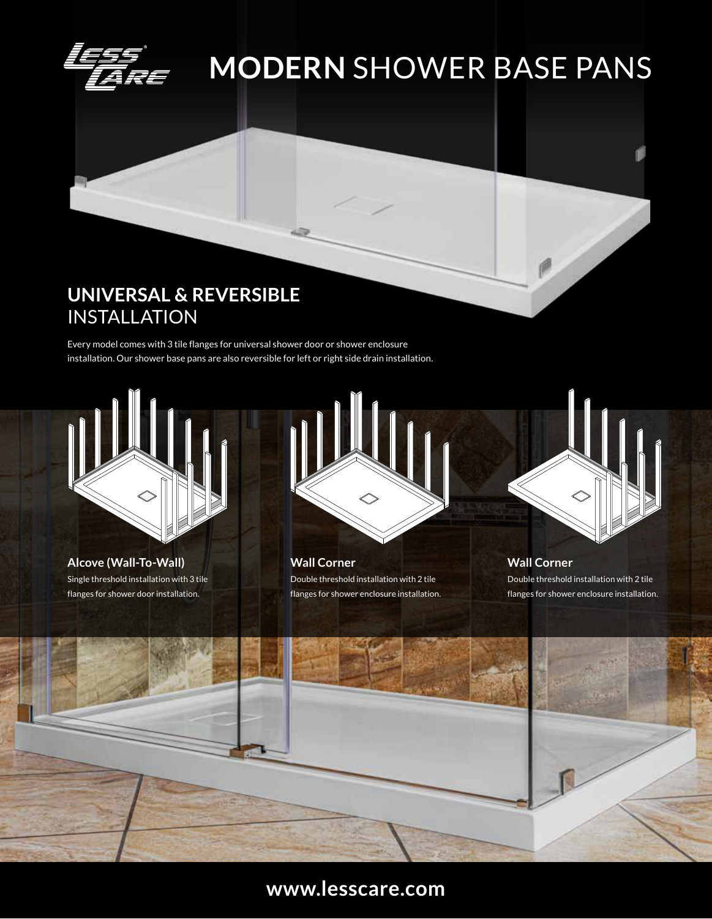# **MODERN** SHOWER BASE PANS

## **UNIVERSAL & REVERSIBLE** INSTALLATION

Every model comes with 3 tile flanges for universal shower door or shower enclosure installation. Our shower base pans are also reversible for left or right side drain installation.

**Alcove (Wall-To-Wall)**

Single threshold installation with 3 tile flanges for shower door installation.

**Wall Corner**

Double threshold installation with 2 tile flanges for shower enclosure installation.

**Wall Corner**

Double threshold installation with 2 tile flanges for shower enclosure installation.

**www.lesscare.com**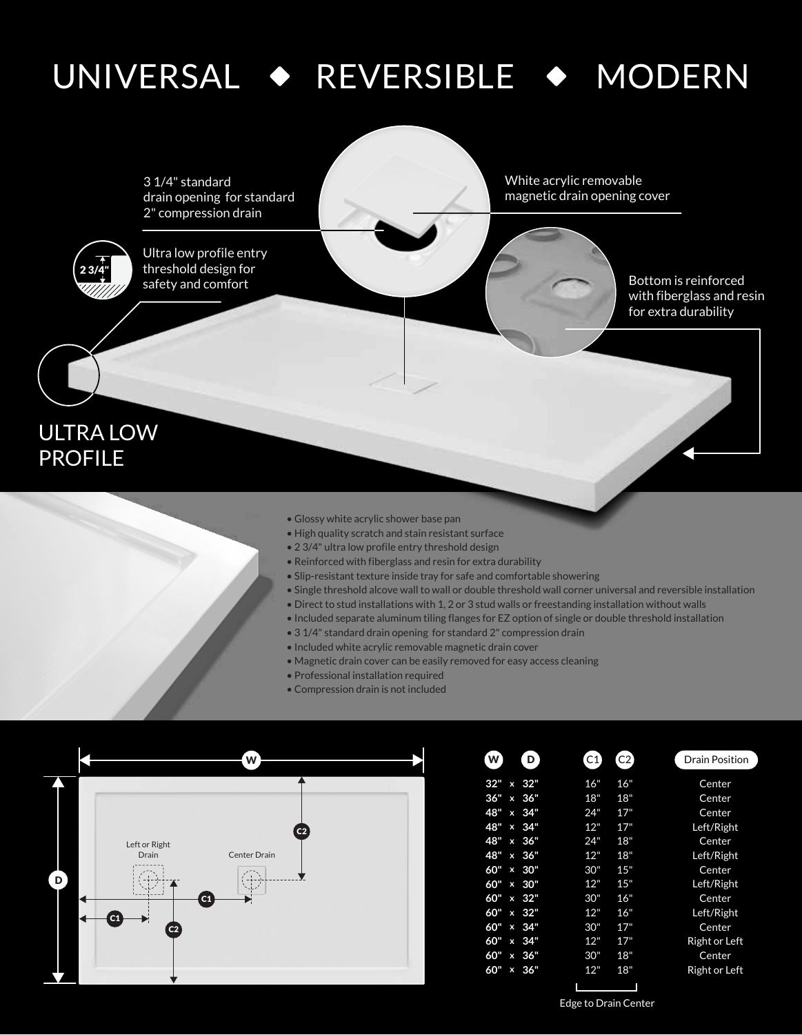# UNIVERSAL ◆ REVERSIBLE ◆ MODERN

3 1/4" standard drain opening for standard 2" compression drain

White acrylic removable magnetic drain opening cover

2 3/4"

Ultra low profile entry threshold design for safety and comfort

Bottom is reinforced with fiberglass and resin for extra durability

## ULTRA LOW PROFILE

- Glossy white acrylic shower base pan
- High quality scratch and stain resistant surface
- 2 3/4" ultra low profile entry threshold design
- Reinforced with fiberglass and resin for extra durability
- Slip-resistant texture inside tray for safe and comfortable showering
- Single threshold alcove wall to wall or double threshold wall corner universal and reversible installation
- Direct to stud installations with 1, 2 or 3 stud walls or freestanding installation without walls
- Included separate aluminum tiling flanges for EZ option of single or double threshold installation
- 3 1/4" standard drain opening for standard 2" compression drain
- Included white acrylic removable magnetic drain cover
- Magnetic drain cover can be easily removed for easy access cleaning
- Professional installation required
- Compression drain is not included

W

D

C2

Left or Right Drain

Center Drain

C1

C1

C2

| W | | D | C1 | C2 | Drain Position |
|---|---|---|---|---|---|
| 32" | x | 32" | 16" | 16" | Center |
| 36" | x | 36" | 18" | 18" | Center |
| 48" | x | 34" | 24" | 17" | Center |
| 48" | x | 34" | 12" | 17" | Left/Right |
| 48" | x | 36" | 24" | 18" | Center |
| 48" | x | 36" | 12" | 18" | Left/Right |
| 60" | x | 30" | 30" | 15" | Center |
| 60" | x | 30" | 12" | 15" | Left/Right |
| 60" | x | 32" | 30" | 16" | Center |
| 60" | x | 32" | 12" | 16" | Left/Right |
| 60" | x | 34" | 30" | 17" | Center |
| 60" | x | 34" | 12" | 17" | Right or Left |
| 60" | x | 36" | 30" | 18" | Center |
| 60" | x | 36" | 12" | 18" | Right or Left |

Edge to Drain Center